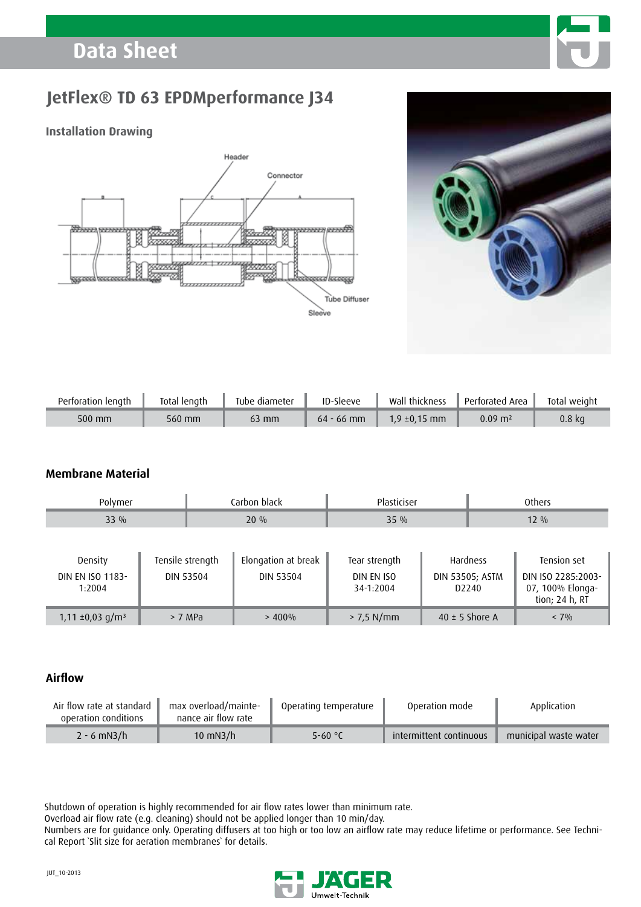# Data Sheet

## JetFlex® TD 63 EPDMperformance J34

### Installation Drawing

| Perforation length | Total length | Tube diameter | ID-Sleeve | Wall thickness | Perforated Area | Total weight |
|---|---|---|---|---|---|---|
| 500 mm | 560 mm | 63 mm | 64 - 66 mm | 1,9 ±0,15 mm | 0.09 m² | 0.8 kg |

### Membrane Material

| Polymer | Carbon black | Plasticiser | Others |
|---|---|---|---|
| 33 % | 20 % | 35 % | 12 % |

| Density DIN EN ISO 1183-1:2004 | Tensile strength DIN 53504 | Elongation at break DIN 53504 | Tear strength DIN EN ISO 34-1:2004 | Hardness DIN 53505; ASTM D2240 | Tension set DIN ISO 2285:2003-07, 100% Elongation; 24 h, RT |
|---|---|---|---|---|---|
| 1,11 ±0,03 g/m³ | > 7 MPa | > 400% | > 7,5 N/mm | 40 ± 5 Shore A | < 7% |

### Airflow

| Air flow rate at standard operation conditions | max overload/maintenance air flow rate | Operating temperature | Operation mode | Application |
|---|---|---|---|---|
| 2 - 6 mN3/h | 10 mN3/h | 5-60 °C | intermittent continuous | municipal waste water |

Shutdown of operation is highly recommended for air flow rates lower than minimum rate.
Overload air flow rate (e.g. cleaning) should not be applied longer than 10 min/day.
Numbers are for guidance only. Operating diffusers at too high or too low an airflow rate may reduce lifetime or performance. See Technical Report `Slit size for aeration membranes` for details.

JUT_10-2013

JÄGER Umwelt-Technik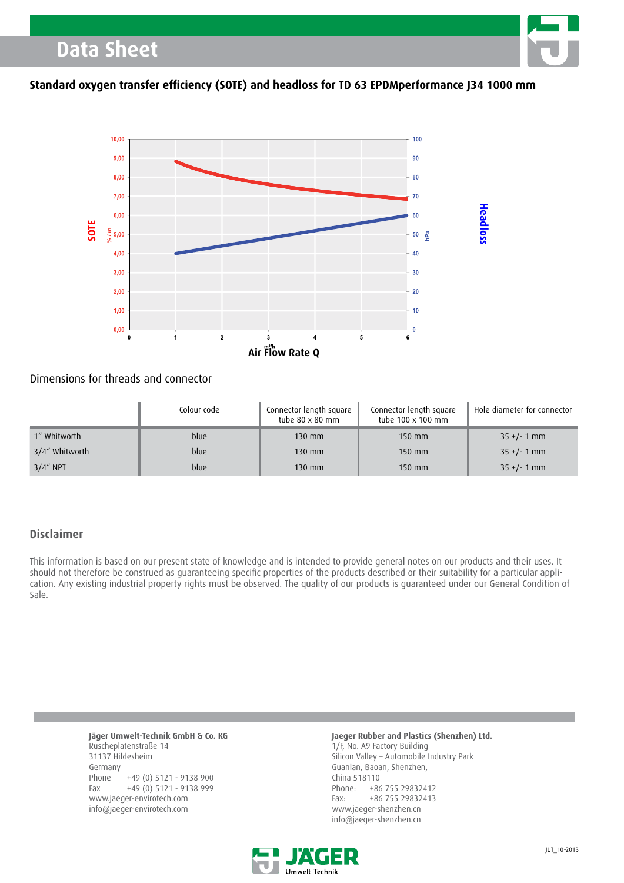# Data Sheet

## Standard oxygen transfer efficiency (SOTE) and headloss for TD 63 EPDMperformance J34 1000 mm

SOTE

% / m

10,00
9,00
8,00
7,00
6,00
5,00
4,00
3,00
2,00
1,00
0,00

0 1 2 3 4 5 6

m³/h

Air Flow Rate Q

100
90
80
70
60
50
40
30
20
10
0

hPa

Headloss

## Dimensions for threads and connector

| | Colour code | Connector length square tube 80 x 80 mm | Connector length square tube 100 x 100 mm | Hole diameter for connector |
|---|---|---|---|---|
| 1″ Whitworth | blue | 130 mm | 150 mm | 35 +/- 1 mm |
| 3/4″ Whitworth | blue | 130 mm | 150 mm | 35 +/- 1 mm |
| 3/4″ NPT | blue | 130 mm | 150 mm | 35 +/- 1 mm |

## Disclaimer

This information is based on our present state of knowledge and is intended to provide general notes on our products and their uses. It should not therefore be construed as guaranteeing specific properties of the products described or their suitability for a particular application. Any existing industrial property rights must be observed. The quality of our products is guaranteed under our General Condition of Sale.

**Jäger Umwelt-Technik GmbH & Co. KG**
Ruscheplatenstraße 14
31137 Hildesheim
Germany
Phone +49 (0) 5121 - 9138 900
Fax +49 (0) 5121 - 9138 999
www.jaeger-envirotech.com
info@jaeger-envirotech.com

**Jaeger Rubber and Plastics (Shenzhen) Ltd.**
1/F, No. A9 Factory Building
Silicon Valley – Automobile Industry Park
Guanlan, Baoan, Shenzhen,
China 518110
Phone: +86 755 29832412
Fax: +86 755 29832413
www.jaeger-shenzhen.cn
info@jaeger-shenzhen.cn

JÄGER Umwelt-Technik

JUT_10-2013